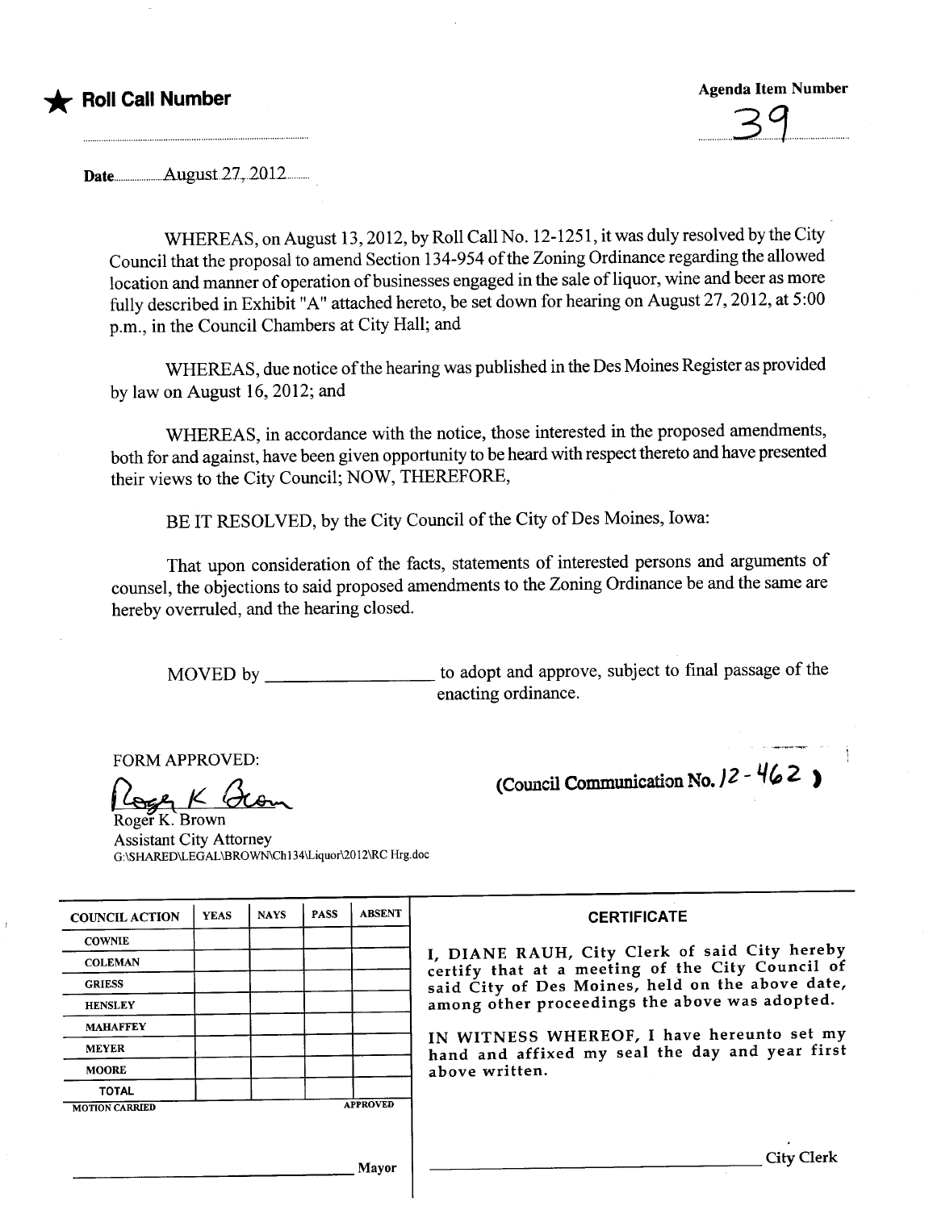★ **Roll Call Number** ................................................

**Agenda Item Number** ......39......

**Date**..........August 27, 2012.........

WHEREAS, on August 13, 2012, by Roll Call No. 12-1251, it was duly resolved by the City Council that the proposal to amend Section 134-954 of the Zoning Ordinance regarding the allowed location and manner of operation of businesses engaged in the sale of liquor, wine and beer as more fully described in Exhibit "A" attached hereto, be set down for hearing on August 27, 2012, at 5:00 p.m., in the Council Chambers at City Hall; and

WHEREAS, due notice of the hearing was published in the Des Moines Register as provided by law on August 16, 2012; and

WHEREAS, in accordance with the notice, those interested in the proposed amendments, both for and against, have been given opportunity to be heard with respect thereto and have presented their views to the City Council; NOW, THEREFORE,

BE IT RESOLVED, by the City Council of the City of Des Moines, Iowa:

That upon consideration of the facts, statements of interested persons and arguments of counsel, the objections to said proposed amendments to the Zoning Ordinance be and the same are hereby overruled, and the hearing closed.

MOVED by ________________ to adopt and approve, subject to final passage of the enacting ordinance.

FORM APPROVED:

Roger K. Brown
Roger K. Brown
Assistant City Attorney
G:\SHARED\LEGAL\BROWN\Ch134\Liquor\2012\RC Hrg.doc

(Council Communication No. 12 - 462)

| COUNCIL ACTION | YEAS | NAYS | PASS | ABSENT |
|---|---|---|---|---|
| COWNIE | | | | |
| COLEMAN | | | | |
| GRIESS | | | | |
| HENSLEY | | | | |
| MAHAFFEY | | | | |
| MEYER | | | | |
| MOORE | | | | |
| TOTAL | | | | |
| MOTION CARRIED | | | | APPROVED |

________________________ Mayor

**CERTIFICATE**

I, DIANE RAUH, City Clerk of said City hereby certify that at a meeting of the City Council of said City of Des Moines, held on the above date, among other proceedings the above was adopted.

IN WITNESS WHEREOF, I have hereunto set my hand and affixed my seal the day and year first above written.

________________________ City Clerk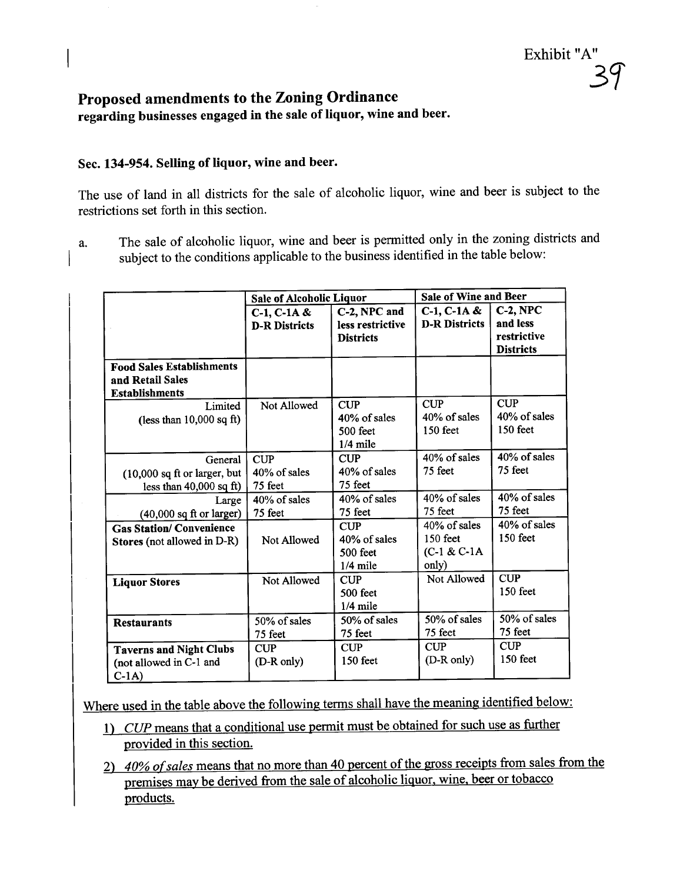Exhibit "A"

# Proposed amendments to the Zoning Ordinance

**regarding businesses engaged in the sale of liquor, wine and beer.**

### Sec. 134-954. Selling of liquor, wine and beer.

The use of land in all districts for the sale of alcoholic liquor, wine and beer is subject to the restrictions set forth in this section.

a. The sale of alcoholic liquor, wine and beer is permitted only in the zoning districts and subject to the conditions applicable to the business identified in the table below:

| | **Sale of Alcoholic Liquor** | | **Sale of Wine and Beer** | |
|---|---|---|---|---|
| | **C-1, C-1A & D-R Districts** | **C-2, NPC and less restrictive Districts** | **C-1, C-1A & D-R Districts** | **C-2, NPC and less restrictive Districts** |
| **Food Sales Establishments and Retail Sales Establishments** | | | | |
| Limited (less than 10,000 sq ft) | Not Allowed | CUP 40% of sales 500 feet 1/4 mile | CUP 40% of sales 150 feet | CUP 40% of sales 150 feet |
| General (10,000 sq ft or larger, but less than 40,000 sq ft) | CUP 40% of sales 75 feet | CUP 40% of sales 75 feet | 40% of sales 75 feet | 40% of sales 75 feet |
| Large (40,000 sq ft or larger) | 40% of sales 75 feet | 40% of sales 75 feet | 40% of sales 75 feet | 40% of sales 75 feet |
| **Gas Station/ Convenience Stores** (not allowed in D-R) | Not Allowed | CUP 40% of sales 500 feet 1/4 mile | 40% of sales 150 feet (C-1 & C-1A only) | 40% of sales 150 feet |
| **Liquor Stores** | Not Allowed | CUP 500 feet 1/4 mile | Not Allowed | CUP 150 feet |
| **Restaurants** | 50% of sales 75 feet | 50% of sales 75 feet | 50% of sales 75 feet | 50% of sales 75 feet |
| **Taverns and Night Clubs** (not allowed in C-1 and C-1A) | CUP (D-R only) | CUP 150 feet | CUP (D-R only) | CUP 150 feet |

Where used in the table above the following terms shall have the meaning identified below:

1) *CUP* means that a conditional use permit must be obtained for such use as further provided in this section.

2) *40% of sales* means that no more than 40 percent of the gross receipts from sales from the premises may be derived from the sale of alcoholic liquor, wine, beer or tobacco products.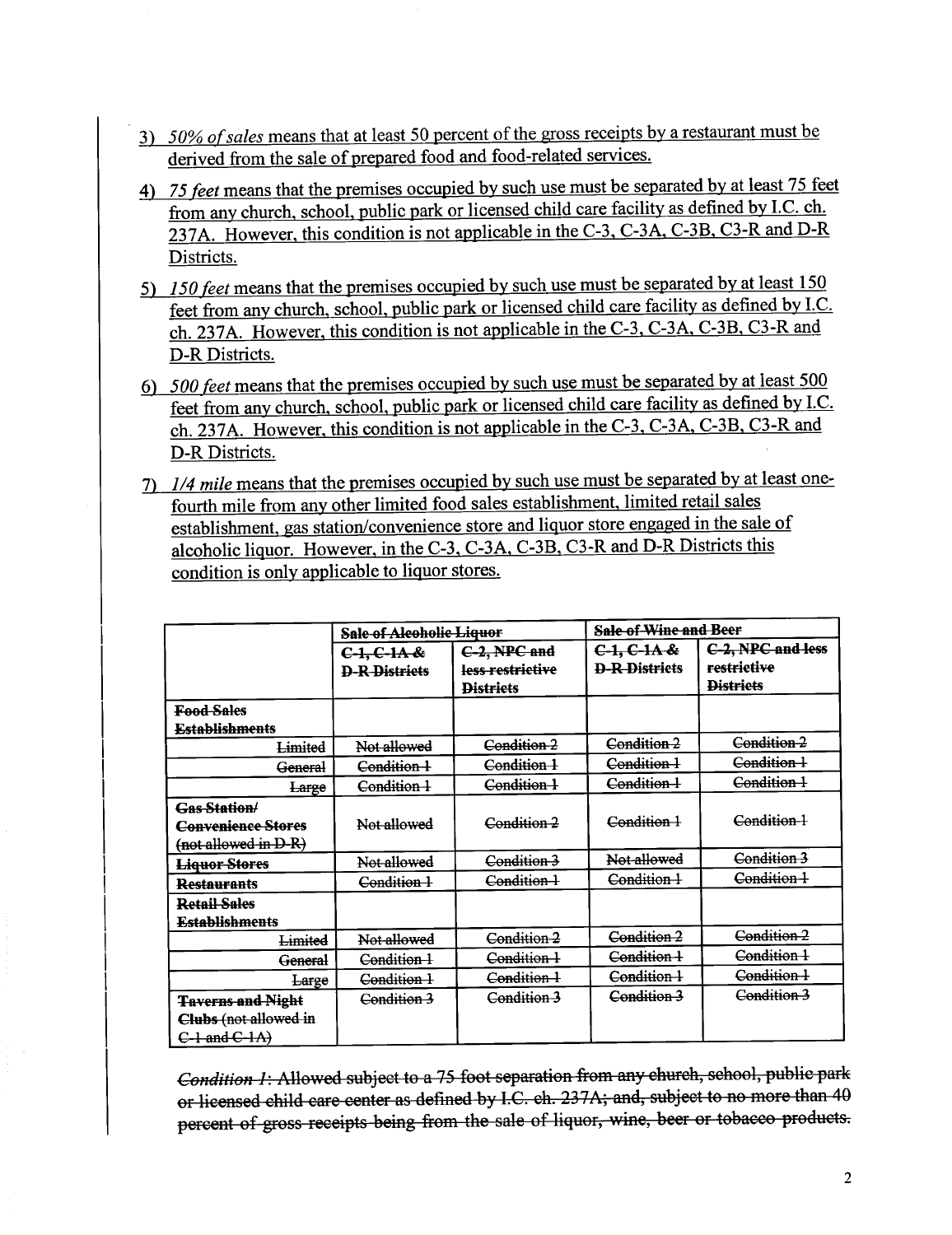3) *50% of sales* means that at least 50 percent of the gross receipts by a restaurant must be derived from the sale of prepared food and food-related services.

4) *75 feet* means that the premises occupied by such use must be separated by at least 75 feet from any church, school, public park or licensed child care facility as defined by I.C. ch. 237A. However, this condition is not applicable in the C-3, C-3A, C-3B, C3-R and D-R Districts.

5) *150 feet* means that the premises occupied by such use must be separated by at least 150 feet from any church, school, public park or licensed child care facility as defined by I.C. ch. 237A. However, this condition is not applicable in the C-3, C-3A, C-3B, C3-R and D-R Districts.

6) *500 feet* means that the premises occupied by such use must be separated by at least 500 feet from any church, school, public park or licensed child care facility as defined by I.C. ch. 237A. However, this condition is not applicable in the C-3, C-3A, C-3B, C3-R and D-R Districts.

7) *1/4 mile* means that the premises occupied by such use must be separated by at least one-fourth mile from any other limited food sales establishment, limited retail sales establishment, gas station/convenience store and liquor store engaged in the sale of alcoholic liquor. However, in the C-3, C-3A, C-3B, C3-R and D-R Districts this condition is only applicable to liquor stores.

| | ~~Sale of Alcoholic Liquor~~ | | ~~Sale of Wine and Beer~~ | |
|---|---|---|---|---|
| | ~~C-1, C-1A & D-R Districts~~ | ~~C-2, NPC and less restrictive Districts~~ | ~~C-1, C-1A & D-R Districts~~ | ~~C-2, NPC and less restrictive Districts~~ |
| ~~**Food Sales Establishments**~~ | | | | |
| ~~Limited~~ | ~~Not allowed~~ | ~~Condition 2~~ | ~~Condition 2~~ | ~~Condition 2~~ |
| ~~General~~ | ~~Condition 1~~ | ~~Condition 1~~ | ~~Condition 1~~ | ~~Condition 1~~ |
| ~~Large~~ | ~~Condition 1~~ | ~~Condition 1~~ | ~~Condition 1~~ | ~~Condition 1~~ |
| ~~**Gas Station/ Convenience Stores** (not allowed in D-R)~~ | ~~Not allowed~~ | ~~Condition 2~~ | ~~Condition 1~~ | ~~Condition 1~~ |
| ~~**Liquor Stores**~~ | ~~Not allowed~~ | ~~Condition 3~~ | ~~Not allowed~~ | ~~Condition 3~~ |
| ~~**Restaurants**~~ | ~~Condition 1~~ | ~~Condition 1~~ | ~~Condition 1~~ | ~~Condition 1~~ |
| ~~**Retail Sales Establishments**~~ | | | | |
| ~~Limited~~ | ~~Not allowed~~ | ~~Condition 2~~ | ~~Condition 2~~ | ~~Condition 2~~ |
| ~~General~~ | ~~Condition 1~~ | ~~Condition 1~~ | ~~Condition 1~~ | ~~Condition 1~~ |
| ~~Large~~ | ~~Condition 1~~ | ~~Condition 1~~ | ~~Condition 1~~ | ~~Condition 1~~ |
| ~~**Taverns and Night Clubs** (not allowed in C-1 and C-1A)~~ | ~~Condition 3~~ | ~~Condition 3~~ | ~~Condition 3~~ | ~~Condition 3~~ |

~~*Condition 1*: Allowed subject to a 75 foot separation from any church, school, public park or licensed child care center as defined by I.C. ch. 237A; and, subject to no more than 40 percent of gross receipts being from the sale of liquor, wine, beer or tobacco products.~~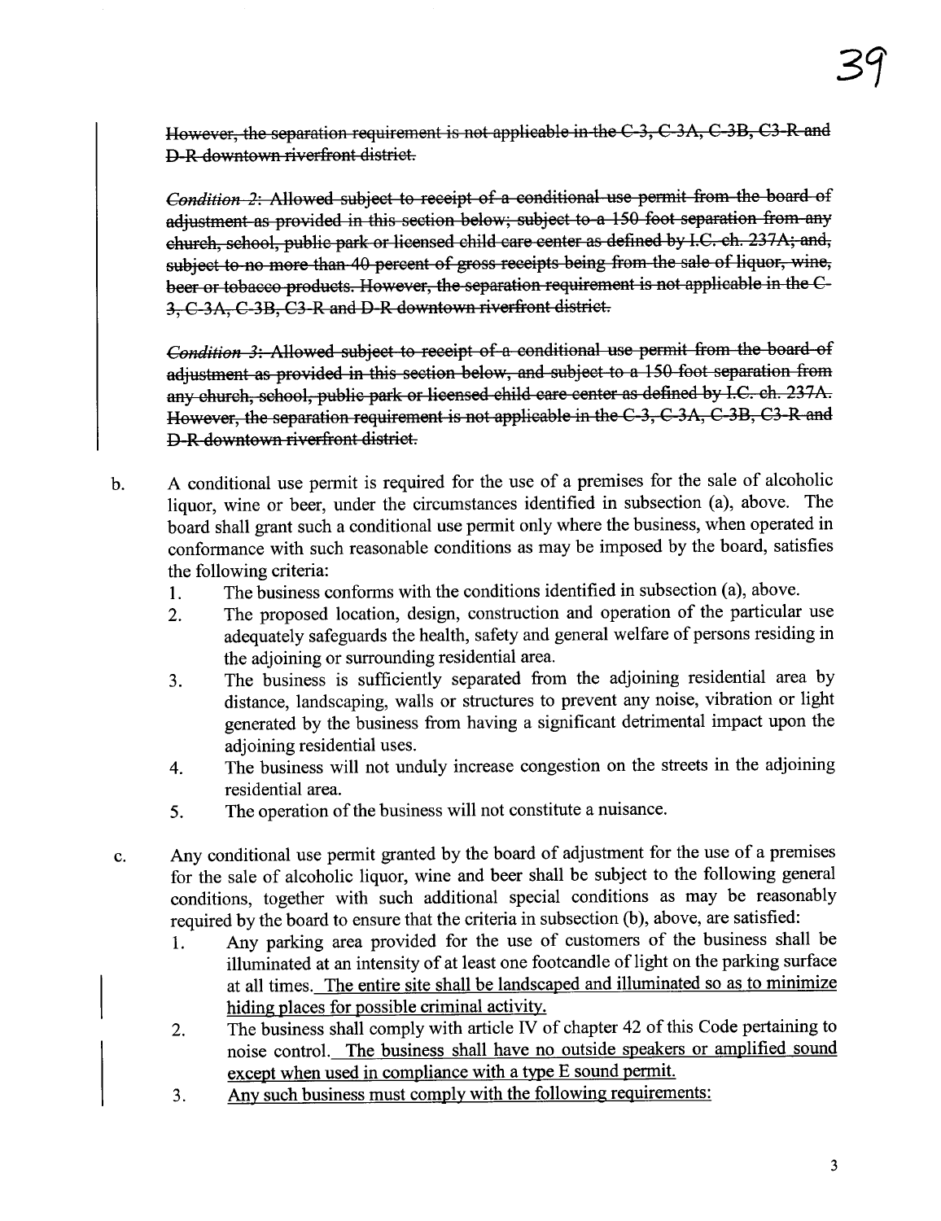~~However, the separation requirement is not applicable in the C-3, C-3A, C-3B, C3-R and D-R downtown riverfront district.~~

~~*Condition 2*: Allowed subject to receipt of a conditional use permit from the board of adjustment as provided in this section below; subject to a 150 foot separation from any church, school, public park or licensed child care center as defined by I.C. ch. 237A; and, subject to no more than 40 percent of gross receipts being from the sale of liquor, wine, beer or tobacco products. However, the separation requirement is not applicable in the C-3, C-3A, C-3B, C3-R and D-R downtown riverfront district.~~

~~*Condition 3*: Allowed subject to receipt of a conditional use permit from the board of adjustment as provided in this section below, and subject to a 150 foot separation from any church, school, public park or licensed child care center as defined by I.C. ch. 237A. However, the separation requirement is not applicable in the C-3, C-3A, C-3B, C3-R and D-R downtown riverfront district.~~

b. A conditional use permit is required for the use of a premises for the sale of alcoholic liquor, wine or beer, under the circumstances identified in subsection (a), above. The board shall grant such a conditional use permit only where the business, when operated in conformance with such reasonable conditions as may be imposed by the board, satisfies the following criteria:

1. The business conforms with the conditions identified in subsection (a), above.
2. The proposed location, design, construction and operation of the particular use adequately safeguards the health, safety and general welfare of persons residing in the adjoining or surrounding residential area.
3. The business is sufficiently separated from the adjoining residential area by distance, landscaping, walls or structures to prevent any noise, vibration or light generated by the business from having a significant detrimental impact upon the adjoining residential uses.
4. The business will not unduly increase congestion on the streets in the adjoining residential area.
5. The operation of the business will not constitute a nuisance.

c. Any conditional use permit granted by the board of adjustment for the use of a premises for the sale of alcoholic liquor, wine and beer shall be subject to the following general conditions, together with such additional special conditions as may be reasonably required by the board to ensure that the criteria in subsection (b), above, are satisfied:

1. Any parking area provided for the use of customers of the business shall be illuminated at an intensity of at least one footcandle of light on the parking surface at all times. <u>The entire site shall be landscaped and illuminated so as to minimize hiding places for possible criminal activity.</u>
2. The business shall comply with article IV of chapter 42 of this Code pertaining to noise control. <u>The business shall have no outside speakers or amplified sound except when used in compliance with a type E sound permit.</u>
3. <u>Any such business must comply with the following requirements:</u>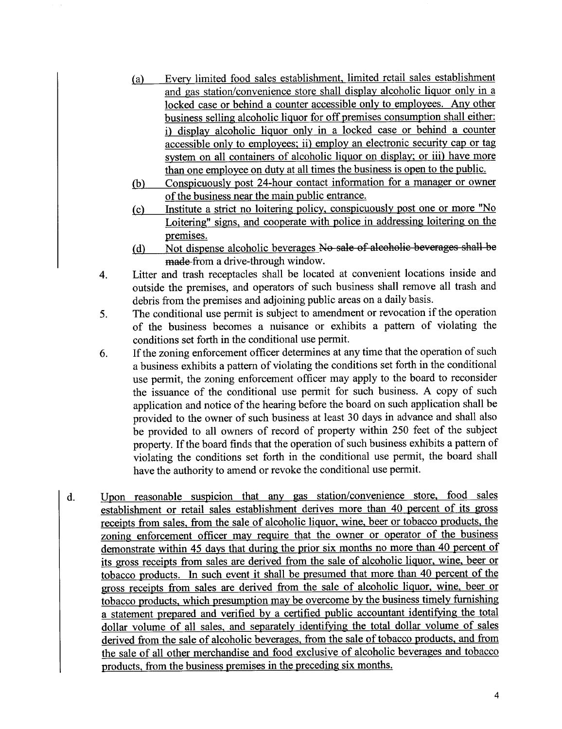(a) Every limited food sales establishment, limited retail sales establishment and gas station/convenience store shall display alcoholic liquor only in a locked case or behind a counter accessible only to employees. Any other business selling alcoholic liquor for off premises consumption shall either: i) display alcoholic liquor only in a locked case or behind a counter accessible only to employees; ii) employ an electronic security cap or tag system on all containers of alcoholic liquor on display; or iii) have more than one employee on duty at all times the business is open to the public.

(b) Conspicuously post 24-hour contact information for a manager or owner of the business near the main public entrance.

(c) Institute a strict no loitering policy, conspicuously post one or more "No Loitering" signs, and cooperate with police in addressing loitering on the premises.

(d) Not dispense alcoholic beverages ~~No sale of alcoholic beverages shall be made~~ from a drive-through window.

4. Litter and trash receptacles shall be located at convenient locations inside and outside the premises, and operators of such business shall remove all trash and debris from the premises and adjoining public areas on a daily basis.

5. The conditional use permit is subject to amendment or revocation if the operation of the business becomes a nuisance or exhibits a pattern of violating the conditions set forth in the conditional use permit.

6. If the zoning enforcement officer determines at any time that the operation of such a business exhibits a pattern of violating the conditions set forth in the conditional use permit, the zoning enforcement officer may apply to the board to reconsider the issuance of the conditional use permit for such business. A copy of such application and notice of the hearing before the board on such application shall be provided to the owner of such business at least 30 days in advance and shall also be provided to all owners of record of property within 250 feet of the subject property. If the board finds that the operation of such business exhibits a pattern of violating the conditions set forth in the conditional use permit, the board shall have the authority to amend or revoke the conditional use permit.

d. Upon reasonable suspicion that any gas station/convenience store, food sales establishment or retail sales establishment derives more than 40 percent of its gross receipts from sales, from the sale of alcoholic liquor, wine, beer or tobacco products, the zoning enforcement officer may require that the owner or operator of the business demonstrate within 45 days that during the prior six months no more than 40 percent of its gross receipts from sales are derived from the sale of alcoholic liquor, wine, beer or tobacco products. In such event it shall be presumed that more than 40 percent of the gross receipts from sales are derived from the sale of alcoholic liquor, wine, beer or tobacco products, which presumption may be overcome by the business timely furnishing a statement prepared and verified by a certified public accountant identifying the total dollar volume of all sales, and separately identifying the total dollar volume of sales derived from the sale of alcoholic beverages, from the sale of tobacco products, and from the sale of all other merchandise and food exclusive of alcoholic beverages and tobacco products, from the business premises in the preceding six months.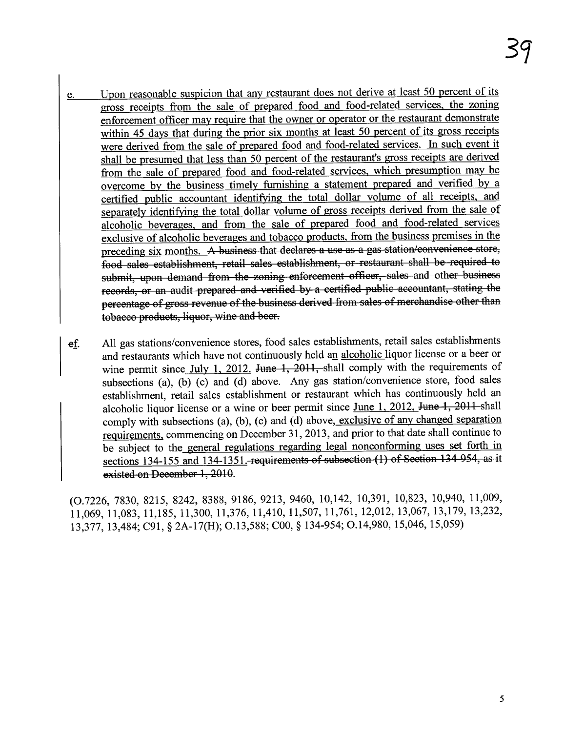e. Upon reasonable suspicion that any restaurant does not derive at least 50 percent of its gross receipts from the sale of prepared food and food-related services, the zoning enforcement officer may require that the owner or operator or the restaurant demonstrate within 45 days that during the prior six months at least 50 percent of its gross receipts were derived from the sale of prepared food and food-related services. In such event it shall be presumed that less than 50 percent of the restaurant's gross receipts are derived from the sale of prepared food and food-related services, which presumption may be overcome by the business timely furnishing a statement prepared and verified by a certified public accountant identifying the total dollar volume of all receipts, and separately identifying the total dollar volume of gross receipts derived from the sale of alcoholic beverages, and from the sale of prepared food and food-related services exclusive of alcoholic beverages and tobacco products, from the business premises in the preceding six months. ~~A business that declares a use as a gas station/convenience store, food sales establishment, retail sales establishment, or restaurant shall be required to submit, upon demand from the zoning enforcement officer, sales and other business records, or an audit prepared and verified by a certified public accountant, stating the percentage of gross revenue of the business derived from sales of merchandise other than tobacco products, liquor, wine and beer.~~

~~e~~f. All gas stations/convenience stores, food sales establishments, retail sales establishments and restaurants which have not continuously held an alcoholic liquor license or a beer or wine permit since July 1, 2012, ~~June 1, 2011,~~ shall comply with the requirements of subsections (a), (b) (c) and (d) above. Any gas station/convenience store, food sales establishment, retail sales establishment or restaurant which has continuously held an alcoholic liquor license or a wine or beer permit since June 1, 2012, ~~June 1, 2011~~ shall comply with subsections (a), (b), (c) and (d) above, exclusive of any changed separation requirements, commencing on December 31, 2013, and prior to that date shall continue to be subject to the general regulations regarding legal nonconforming uses set forth in sections 134-155 and 134-1351. ~~requirements of subsection (1) of Section 134-954, as it existed on December 1, 2010~~.

(O.7226, 7830, 8215, 8242, 8388, 9186, 9213, 9460, 10,142, 10,391, 10,823, 10,940, 11,009, 11,069, 11,083, 11,185, 11,300, 11,376, 11,410, 11,507, 11,761, 12,012, 13,067, 13,179, 13,232, 13,377, 13,484; C91, § 2A-17(H); O.13,588; C00, § 134-954; O.14,980, 15,046, 15,059)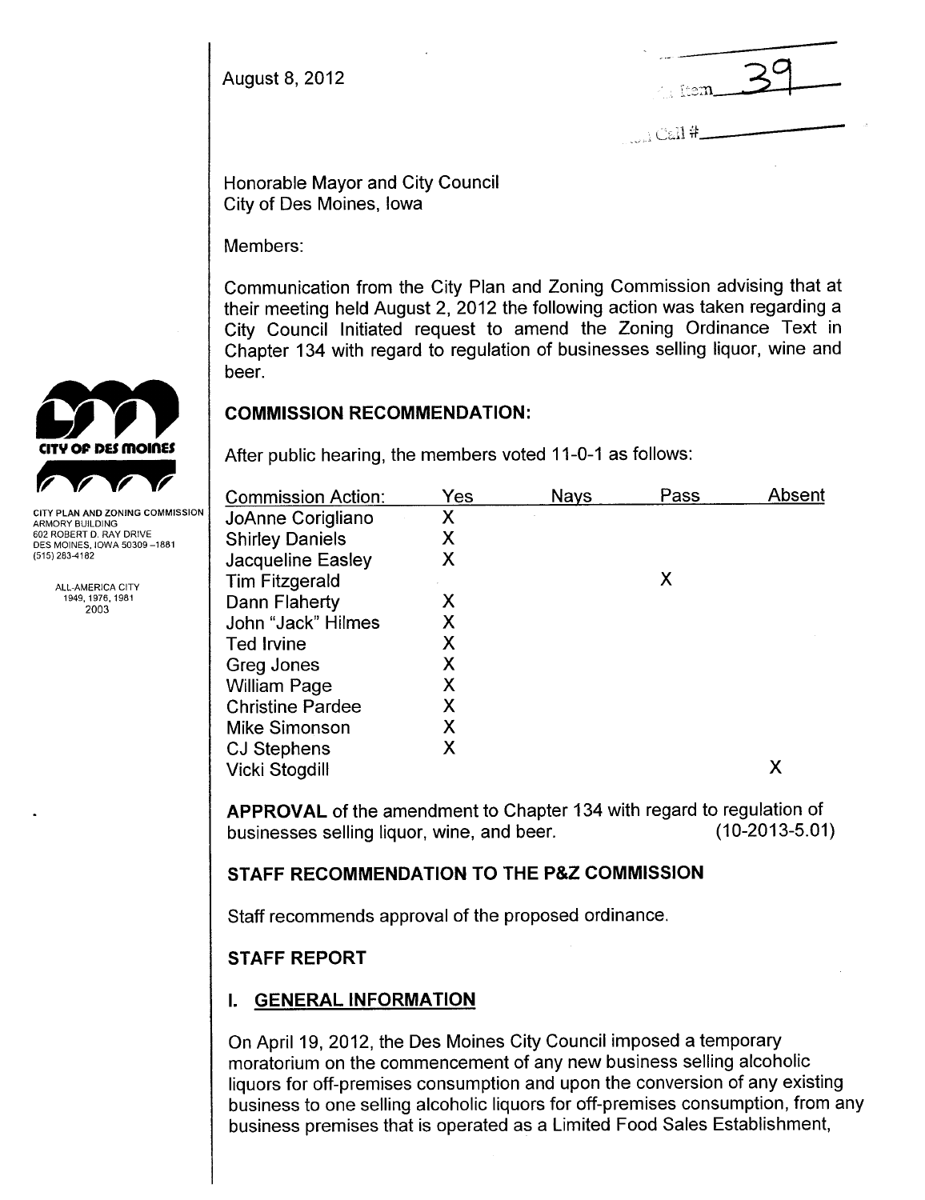August 8, 2012

Item 39

Call #

CITY PLAN AND ZONING COMMISSION
ARMORY BUILDING
602 ROBERT D. RAY DRIVE
DES MOINES, IOWA 50309 –1881
(515) 283-4182

ALL-AMERICA CITY
1949, 1976, 1981
2003

Honorable Mayor and City Council
City of Des Moines, Iowa

Members:

Communication from the City Plan and Zoning Commission advising that at their meeting held August 2, 2012 the following action was taken regarding a City Council Initiated request to amend the Zoning Ordinance Text in Chapter 134 with regard to regulation of businesses selling liquor, wine and beer.

## COMMISSION RECOMMENDATION:

After public hearing, the members voted 11-0-1 as follows:

| Commission Action: | Yes | Nays | Pass | Absent |
|---|---|---|---|---|
| JoAnne Corigliano | X | | | |
| Shirley Daniels | X | | | |
| Jacqueline Easley | X | | | |
| Tim Fitzgerald | | | X | |
| Dann Flaherty | X | | | |
| John "Jack" Hilmes | X | | | |
| Ted Irvine | X | | | |
| Greg Jones | X | | | |
| William Page | X | | | |
| Christine Pardee | X | | | |
| Mike Simonson | X | | | |
| CJ Stephens | X | | | |
| Vicki Stogdill | | | | X |

**APPROVAL** of the amendment to Chapter 134 with regard to regulation of businesses selling liquor, wine, and beer. (10-2013-5.01)

## STAFF RECOMMENDATION TO THE P&Z COMMISSION

Staff recommends approval of the proposed ordinance.

## STAFF REPORT

## I. GENERAL INFORMATION

On April 19, 2012, the Des Moines City Council imposed a temporary moratorium on the commencement of any new business selling alcoholic liquors for off-premises consumption and upon the conversion of any existing business to one selling alcoholic liquors for off-premises consumption, from any business premises that is operated as a Limited Food Sales Establishment,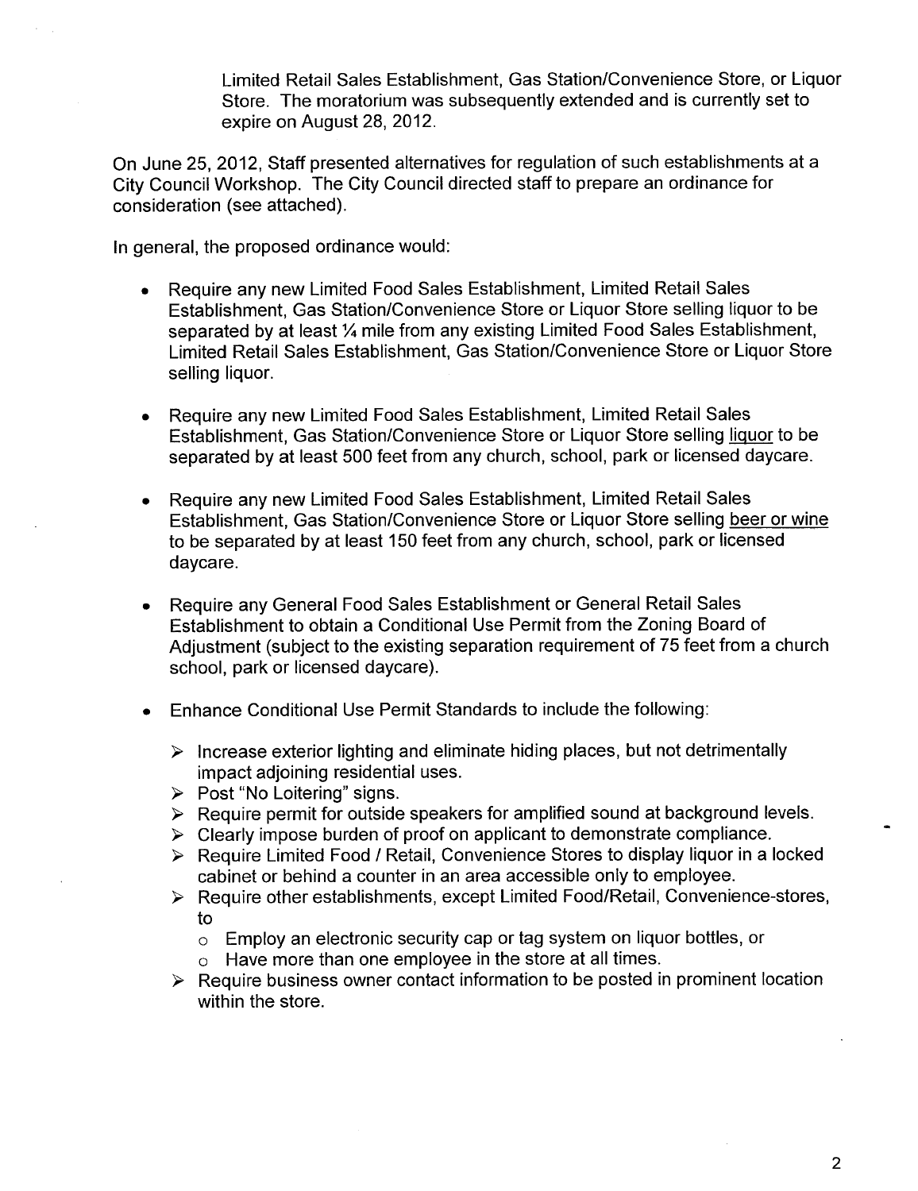Limited Retail Sales Establishment, Gas Station/Convenience Store, or Liquor Store. The moratorium was subsequently extended and is currently set to expire on August 28, 2012.

On June 25, 2012, Staff presented alternatives for regulation of such establishments at a City Council Workshop. The City Council directed staff to prepare an ordinance for consideration (see attached).

In general, the proposed ordinance would:

- Require any new Limited Food Sales Establishment, Limited Retail Sales Establishment, Gas Station/Convenience Store or Liquor Store selling liquor to be separated by at least ¼ mile from any existing Limited Food Sales Establishment, Limited Retail Sales Establishment, Gas Station/Convenience Store or Liquor Store selling liquor.

- Require any new Limited Food Sales Establishment, Limited Retail Sales Establishment, Gas Station/Convenience Store or Liquor Store selling <u>liquor</u> to be separated by at least 500 feet from any church, school, park or licensed daycare.

- Require any new Limited Food Sales Establishment, Limited Retail Sales Establishment, Gas Station/Convenience Store or Liquor Store selling <u>beer or wine</u> to be separated by at least 150 feet from any church, school, park or licensed daycare.

- Require any General Food Sales Establishment or General Retail Sales Establishment to obtain a Conditional Use Permit from the Zoning Board of Adjustment (subject to the existing separation requirement of 75 feet from a church school, park or licensed daycare).

- Enhance Conditional Use Permit Standards to include the following:

  - Increase exterior lighting and eliminate hiding places, but not detrimentally impact adjoining residential uses.
  - Post "No Loitering" signs.
  - Require permit for outside speakers for amplified sound at background levels.
  - Clearly impose burden of proof on applicant to demonstrate compliance.
  - Require Limited Food / Retail, Convenience Stores to display liquor in a locked cabinet or behind a counter in an area accessible only to employee.
  - Require other establishments, except Limited Food/Retail, Convenience-stores, to
    - Employ an electronic security cap or tag system on liquor bottles, or
    - Have more than one employee in the store at all times.
  - Require business owner contact information to be posted in prominent location within the store.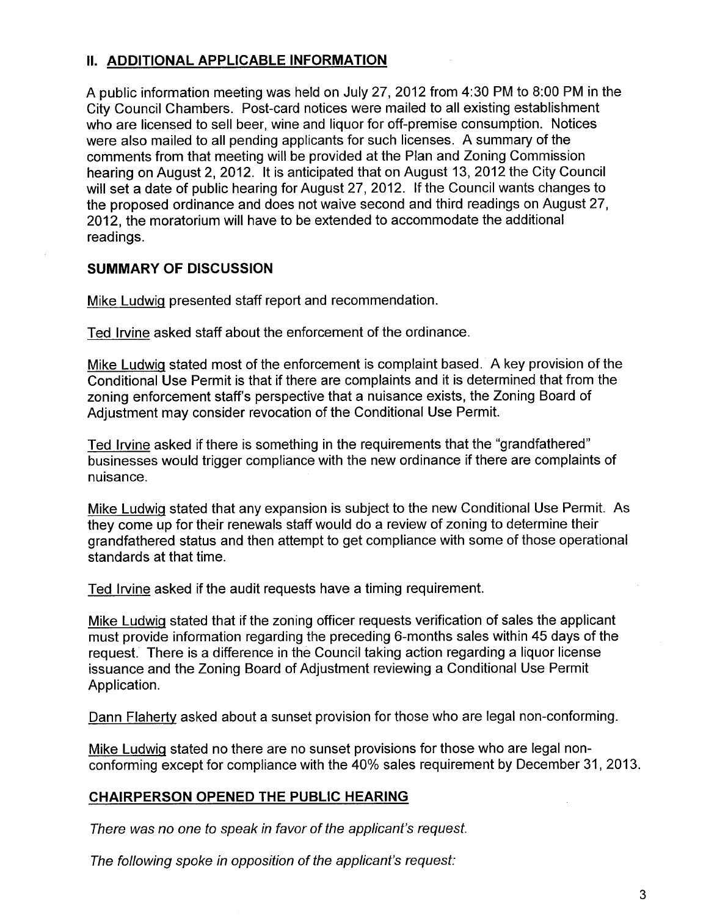## II. ADDITIONAL APPLICABLE INFORMATION

A public information meeting was held on July 27, 2012 from 4:30 PM to 8:00 PM in the City Council Chambers. Post-card notices were mailed to all existing establishment who are licensed to sell beer, wine and liquor for off-premise consumption. Notices were also mailed to all pending applicants for such licenses. A summary of the comments from that meeting will be provided at the Plan and Zoning Commission hearing on August 2, 2012. It is anticipated that on August 13, 2012 the City Council will set a date of public hearing for August 27, 2012. If the Council wants changes to the proposed ordinance and does not waive second and third readings on August 27, 2012, the moratorium will have to be extended to accommodate the additional readings.

### SUMMARY OF DISCUSSION

Mike Ludwig presented staff report and recommendation.

Ted Irvine asked staff about the enforcement of the ordinance.

Mike Ludwig stated most of the enforcement is complaint based. A key provision of the Conditional Use Permit is that if there are complaints and it is determined that from the zoning enforcement staff's perspective that a nuisance exists, the Zoning Board of Adjustment may consider revocation of the Conditional Use Permit.

Ted Irvine asked if there is something in the requirements that the "grandfathered" businesses would trigger compliance with the new ordinance if there are complaints of nuisance.

Mike Ludwig stated that any expansion is subject to the new Conditional Use Permit. As they come up for their renewals staff would do a review of zoning to determine their grandfathered status and then attempt to get compliance with some of those operational standards at that time.

Ted Irvine asked if the audit requests have a timing requirement.

Mike Ludwig stated that if the zoning officer requests verification of sales the applicant must provide information regarding the preceding 6-months sales within 45 days of the request. There is a difference in the Council taking action regarding a liquor license issuance and the Zoning Board of Adjustment reviewing a Conditional Use Permit Application.

Dann Flaherty asked about a sunset provision for those who are legal non-conforming.

Mike Ludwig stated no there are no sunset provisions for those who are legal non-conforming except for compliance with the 40% sales requirement by December 31, 2013.

### CHAIRPERSON OPENED THE PUBLIC HEARING

*There was no one to speak in favor of the applicant's request.*

*The following spoke in opposition of the applicant's request:*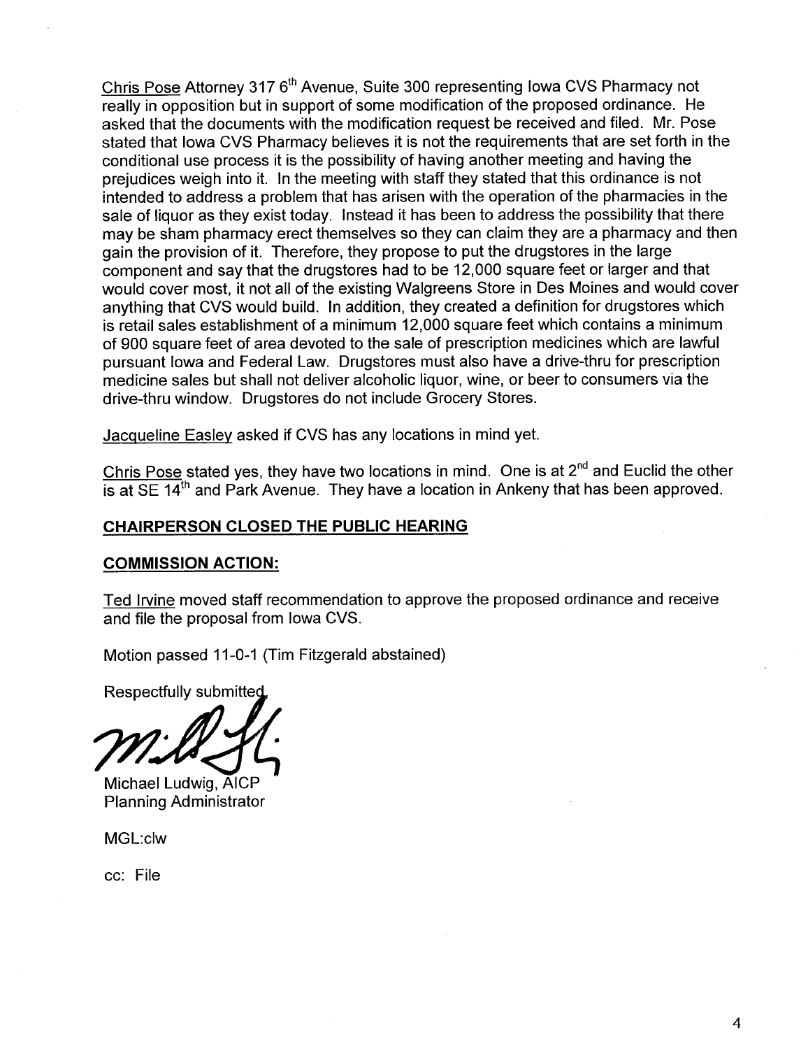Chris Pose Attorney 317 6th Avenue, Suite 300 representing Iowa CVS Pharmacy not really in opposition but in support of some modification of the proposed ordinance. He asked that the documents with the modification request be received and filed. Mr. Pose stated that Iowa CVS Pharmacy believes it is not the requirements that are set forth in the conditional use process it is the possibility of having another meeting and having the prejudices weigh into it. In the meeting with staff they stated that this ordinance is not intended to address a problem that has arisen with the operation of the pharmacies in the sale of liquor as they exist today. Instead it has been to address the possibility that there may be sham pharmacy erect themselves so they can claim they are a pharmacy and then gain the provision of it. Therefore, they propose to put the drugstores in the large component and say that the drugstores had to be 12,000 square feet or larger and that would cover most, it not all of the existing Walgreens Store in Des Moines and would cover anything that CVS would build. In addition, they created a definition for drugstores which is retail sales establishment of a minimum 12,000 square feet which contains a minimum of 900 square feet of area devoted to the sale of prescription medicines which are lawful pursuant Iowa and Federal Law. Drugstores must also have a drive-thru for prescription medicine sales but shall not deliver alcoholic liquor, wine, or beer to consumers via the drive-thru window. Drugstores do not include Grocery Stores.

Jacqueline Easley asked if CVS has any locations in mind yet.

Chris Pose stated yes, they have two locations in mind. One is at 2nd and Euclid the other is at SE 14th and Park Avenue. They have a location in Ankeny that has been approved.

**CHAIRPERSON CLOSED THE PUBLIC HEARING**

**COMMISSION ACTION:**

Ted Irvine moved staff recommendation to approve the proposed ordinance and receive and file the proposal from Iowa CVS.

Motion passed 11-0-1 (Tim Fitzgerald abstained)

Respectfully submitted,

Michael Ludwig, AICP
Planning Administrator

MGL:clw

cc: File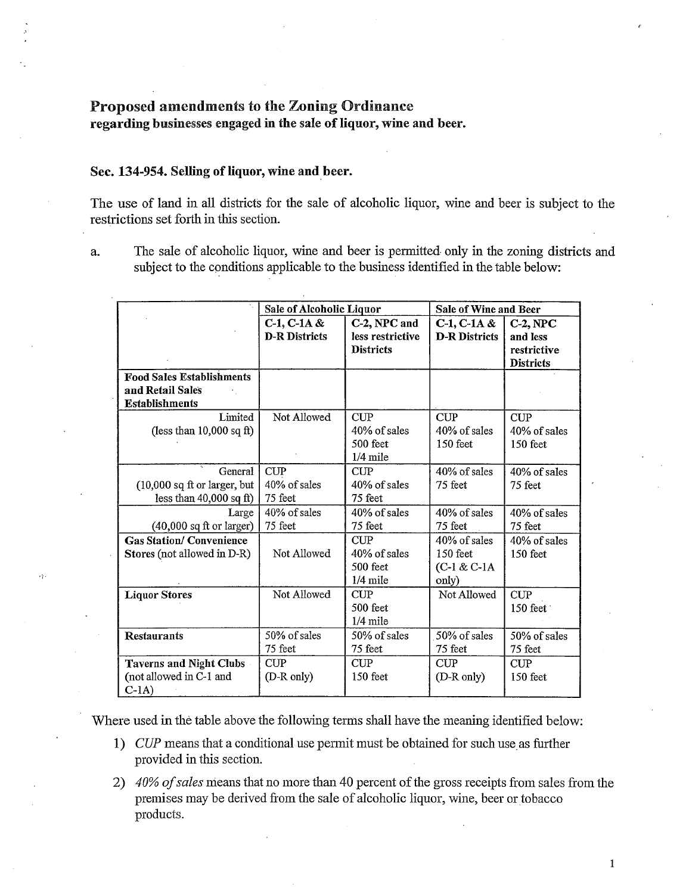## Proposed amendments to the Zoning Ordinance

**regarding businesses engaged in the sale of liquor, wine and beer.**

### Sec. 134-954. Selling of liquor, wine and beer.

The use of land in all districts for the sale of alcoholic liquor, wine and beer is subject to the restrictions set forth in this section.

a. The sale of alcoholic liquor, wine and beer is permitted only in the zoning districts and subject to the conditions applicable to the business identified in the table below:

| | Sale of Alcoholic Liquor | | Sale of Wine and Beer | |
|---|---|---|---|---|
| | **C-1, C-1A & D-R Districts** | **C-2, NPC and less restrictive Districts** | **C-1, C-1A & D-R Districts** | **C-2, NPC and less restrictive Districts** |
| **Food Sales Establishments and Retail Sales Establishments** | | | | |
| Limited (less than 10,000 sq ft) | Not Allowed | CUP<br>40% of sales<br>500 feet<br>1/4 mile | CUP<br>40% of sales<br>150 feet | CUP<br>40% of sales<br>150 feet |
| General (10,000 sq ft or larger, but less than 40,000 sq ft) | CUP<br>40% of sales<br>75 feet | CUP<br>40% of sales<br>75 feet | 40% of sales<br>75 feet | 40% of sales<br>75 feet |
| Large (40,000 sq ft or larger) | 40% of sales<br>75 feet | 40% of sales<br>75 feet | 40% of sales<br>75 feet | 40% of sales<br>75 feet |
| **Gas Station/ Convenience Stores** (not allowed in D-R) | Not Allowed | CUP<br>40% of sales<br>500 feet<br>1/4 mile | 40% of sales<br>150 feet<br>(C-1 & C-1A only) | 40% of sales<br>150 feet |
| **Liquor Stores** | Not Allowed | CUP<br>500 feet<br>1/4 mile | Not Allowed | CUP<br>150 feet |
| **Restaurants** | 50% of sales<br>75 feet | 50% of sales<br>75 feet | 50% of sales<br>75 feet | 50% of sales<br>75 feet |
| **Taverns and Night Clubs** (not allowed in C-1 and C-1A) | CUP<br>(D-R only) | CUP<br>150 feet | CUP<br>(D-R only) | CUP<br>150 feet |

Where used in the table above the following terms shall have the meaning identified below:

1) *CUP* means that a conditional use permit must be obtained for such use as further provided in this section.
2) *40% of sales* means that no more than 40 percent of the gross receipts from sales from the premises may be derived from the sale of alcoholic liquor, wine, beer or tobacco products.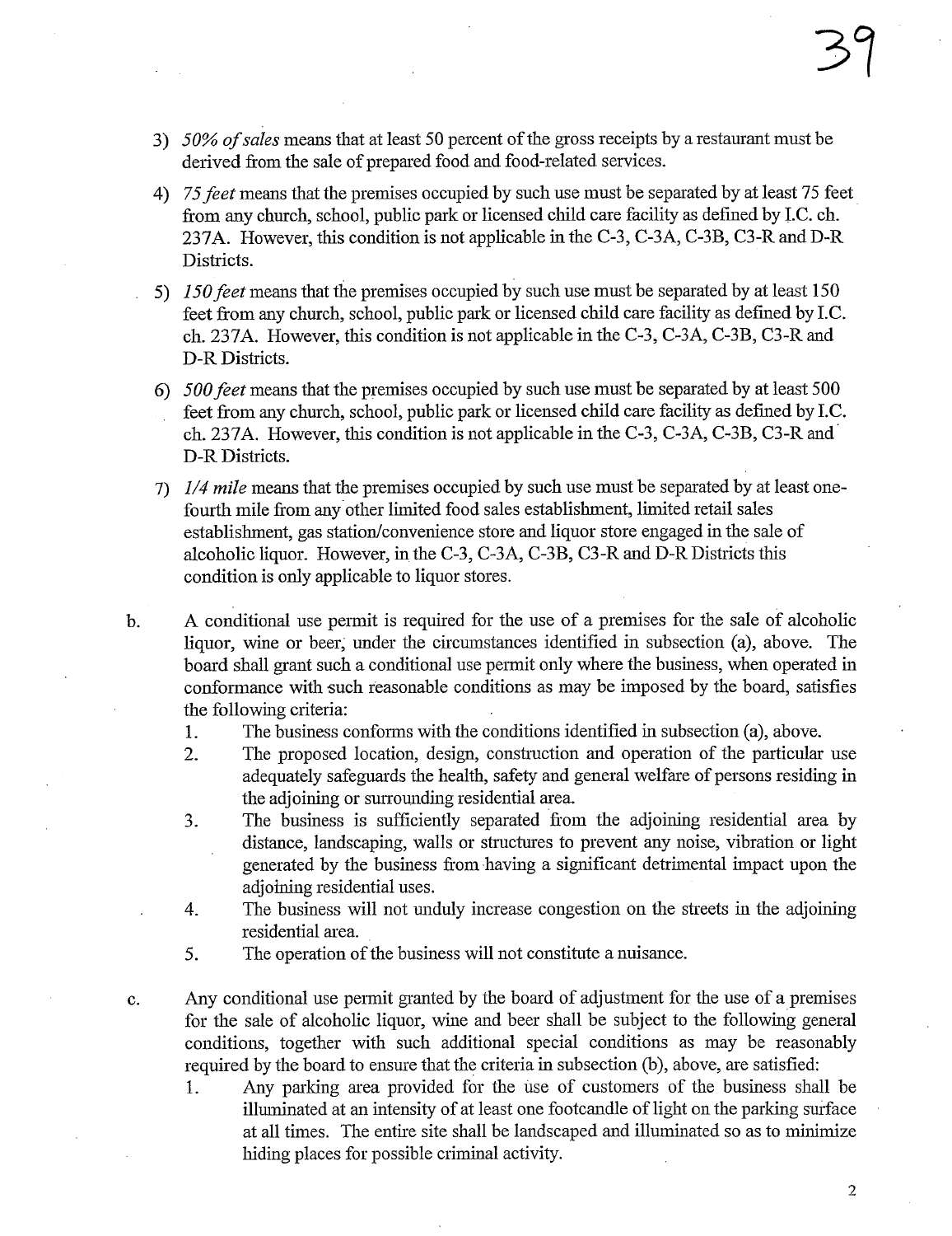3) *50% of sales* means that at least 50 percent of the gross receipts by a restaurant must be derived from the sale of prepared food and food-related services.

4) *75 feet* means that the premises occupied by such use must be separated by at least 75 feet from any church, school, public park or licensed child care facility as defined by I.C. ch. 237A. However, this condition is not applicable in the C-3, C-3A, C-3B, C3-R and D-R Districts.

5) *150 feet* means that the premises occupied by such use must be separated by at least 150 feet from any church, school, public park or licensed child care facility as defined by I.C. ch. 237A. However, this condition is not applicable in the C-3, C-3A, C-3B, C3-R and D-R Districts.

6) *500 feet* means that the premises occupied by such use must be separated by at least 500 feet from any church, school, public park or licensed child care facility as defined by I.C. ch. 237A. However, this condition is not applicable in the C-3, C-3A, C-3B, C3-R and D-R Districts.

7) *1/4 mile* means that the premises occupied by such use must be separated by at least one-fourth mile from any other limited food sales establishment, limited retail sales establishment, gas station/convenience store and liquor store engaged in the sale of alcoholic liquor. However, in the C-3, C-3A, C-3B, C3-R and D-R Districts this condition is only applicable to liquor stores.

b. A conditional use permit is required for the use of a premises for the sale of alcoholic liquor, wine or beer, under the circumstances identified in subsection (a), above. The board shall grant such a conditional use permit only where the business, when operated in conformance with such reasonable conditions as may be imposed by the board, satisfies the following criteria:

1. The business conforms with the conditions identified in subsection (a), above.
2. The proposed location, design, construction and operation of the particular use adequately safeguards the health, safety and general welfare of persons residing in the adjoining or surrounding residential area.
3. The business is sufficiently separated from the adjoining residential area by distance, landscaping, walls or structures to prevent any noise, vibration or light generated by the business from having a significant detrimental impact upon the adjoining residential uses.
4. The business will not unduly increase congestion on the streets in the adjoining residential area.
5. The operation of the business will not constitute a nuisance.

c. Any conditional use permit granted by the board of adjustment for the use of a premises for the sale of alcoholic liquor, wine and beer shall be subject to the following general conditions, together with such additional special conditions as may be reasonably required by the board to ensure that the criteria in subsection (b), above, are satisfied:

1. Any parking area provided for the use of customers of the business shall be illuminated at an intensity of at least one footcandle of light on the parking surface at all times. The entire site shall be landscaped and illuminated so as to minimize hiding places for possible criminal activity.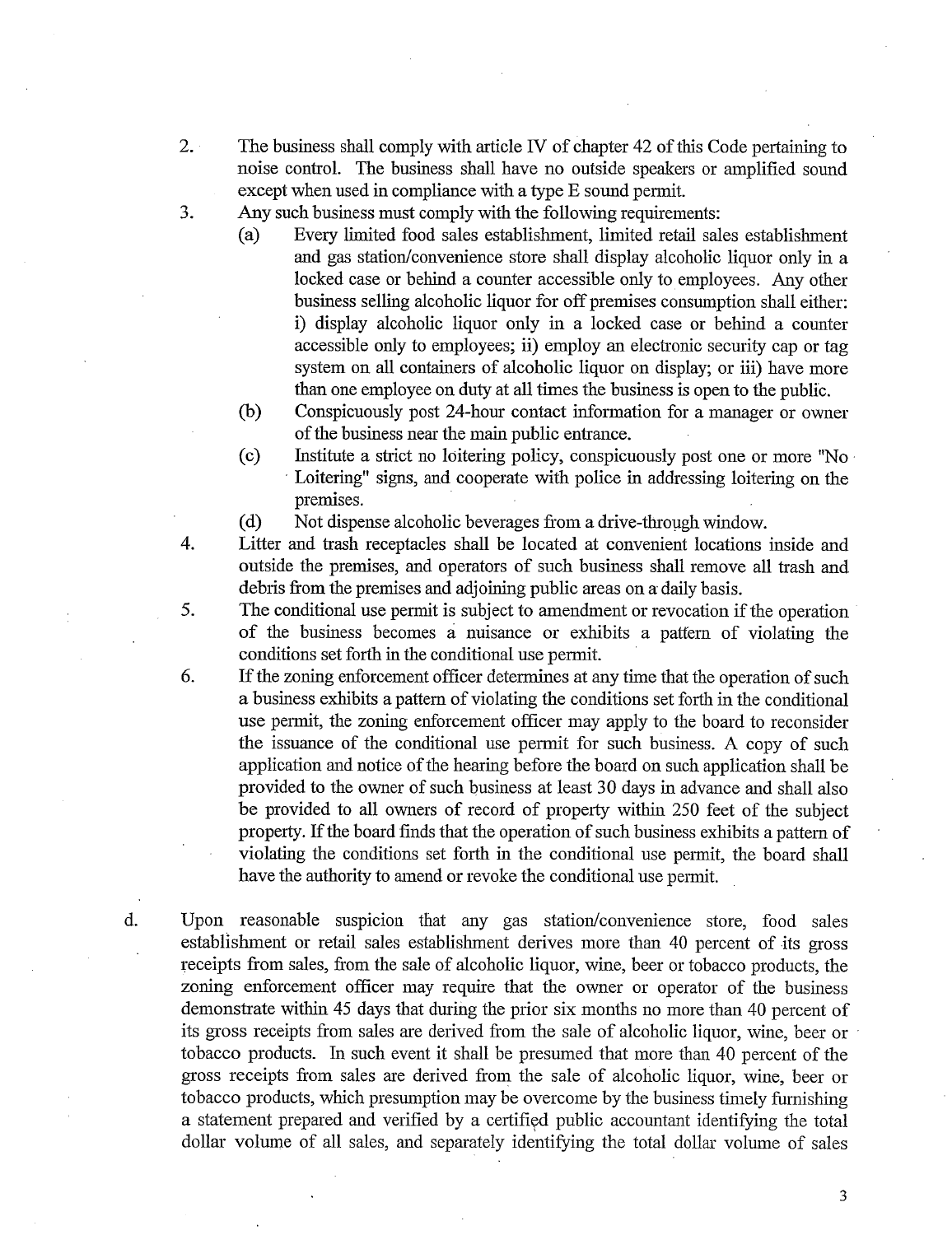2. The business shall comply with article IV of chapter 42 of this Code pertaining to noise control. The business shall have no outside speakers or amplified sound except when used in compliance with a type E sound permit.
3. Any such business must comply with the following requirements:
   - (a) Every limited food sales establishment, limited retail sales establishment and gas station/convenience store shall display alcoholic liquor only in a locked case or behind a counter accessible only to employees. Any other business selling alcoholic liquor for off premises consumption shall either: i) display alcoholic liquor only in a locked case or behind a counter accessible only to employees; ii) employ an electronic security cap or tag system on all containers of alcoholic liquor on display; or iii) have more than one employee on duty at all times the business is open to the public.
   - (b) Conspicuously post 24-hour contact information for a manager or owner of the business near the main public entrance.
   - (c) Institute a strict no loitering policy, conspicuously post one or more "No Loitering" signs, and cooperate with police in addressing loitering on the premises.
   - (d) Not dispense alcoholic beverages from a drive-through window.
4. Litter and trash receptacles shall be located at convenient locations inside and outside the premises, and operators of such business shall remove all trash and debris from the premises and adjoining public areas on a daily basis.
5. The conditional use permit is subject to amendment or revocation if the operation of the business becomes a nuisance or exhibits a pattern of violating the conditions set forth in the conditional use permit.
6. If the zoning enforcement officer determines at any time that the operation of such a business exhibits a pattern of violating the conditions set forth in the conditional use permit, the zoning enforcement officer may apply to the board to reconsider the issuance of the conditional use permit for such business. A copy of such application and notice of the hearing before the board on such application shall be provided to the owner of such business at least 30 days in advance and shall also be provided to all owners of record of property within 250 feet of the subject property. If the board finds that the operation of such business exhibits a pattern of violating the conditions set forth in the conditional use permit, the board shall have the authority to amend or revoke the conditional use permit.

d. Upon reasonable suspicion that any gas station/convenience store, food sales establishment or retail sales establishment derives more than 40 percent of its gross receipts from sales, from the sale of alcoholic liquor, wine, beer or tobacco products, the zoning enforcement officer may require that the owner or operator of the business demonstrate within 45 days that during the prior six months no more than 40 percent of its gross receipts from sales are derived from the sale of alcoholic liquor, wine, beer or tobacco products. In such event it shall be presumed that more than 40 percent of the gross receipts from sales are derived from the sale of alcoholic liquor, wine, beer or tobacco products, which presumption may be overcome by the business timely furnishing a statement prepared and verified by a certified public accountant identifying the total dollar volume of all sales, and separately identifying the total dollar volume of sales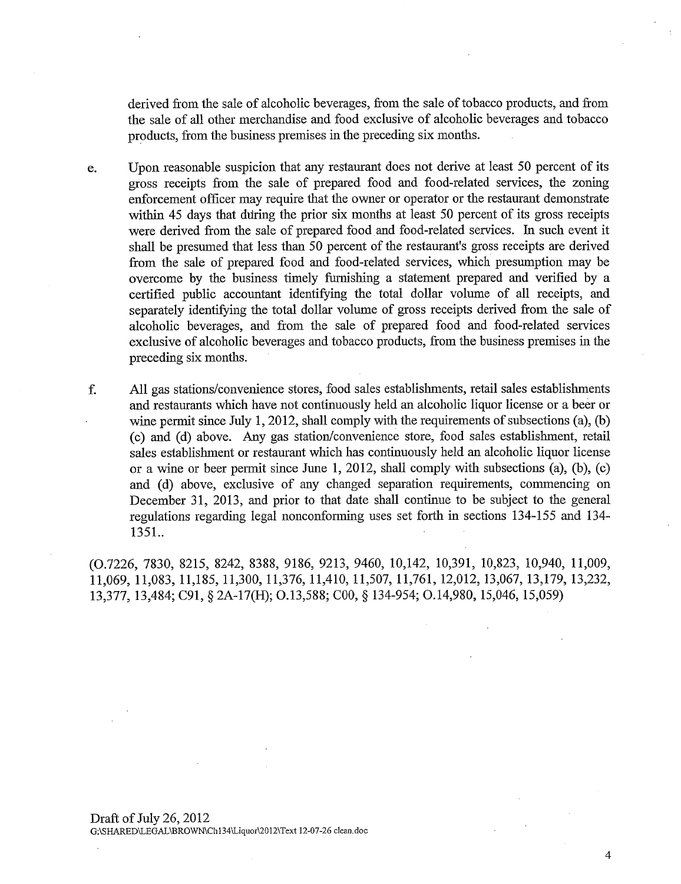derived from the sale of alcoholic beverages, from the sale of tobacco products, and from the sale of all other merchandise and food exclusive of alcoholic beverages and tobacco products, from the business premises in the preceding six months.

e. Upon reasonable suspicion that any restaurant does not derive at least 50 percent of its gross receipts from the sale of prepared food and food-related services, the zoning enforcement officer may require that the owner or operator or the restaurant demonstrate within 45 days that during the prior six months at least 50 percent of its gross receipts were derived from the sale of prepared food and food-related services. In such event it shall be presumed that less than 50 percent of the restaurant's gross receipts are derived from the sale of prepared food and food-related services, which presumption may be overcome by the business timely furnishing a statement prepared and verified by a certified public accountant identifying the total dollar volume of all receipts, and separately identifying the total dollar volume of gross receipts derived from the sale of alcoholic beverages, and from the sale of prepared food and food-related services exclusive of alcoholic beverages and tobacco products, from the business premises in the preceding six months.

f. All gas stations/convenience stores, food sales establishments, retail sales establishments and restaurants which have not continuously held an alcoholic liquor license or a beer or wine permit since July 1, 2012, shall comply with the requirements of subsections (a), (b) (c) and (d) above. Any gas station/convenience store, food sales establishment, retail sales establishment or restaurant which has continuously held an alcoholic liquor license or a wine or beer permit since June 1, 2012, shall comply with subsections (a), (b), (c) and (d) above, exclusive of any changed separation requirements, commencing on December 31, 2013, and prior to that date shall continue to be subject to the general regulations regarding legal nonconforming uses set forth in sections 134-155 and 134-1351..

(O.7226, 7830, 8215, 8242, 8388, 9186, 9213, 9460, 10,142, 10,391, 10,823, 10,940, 11,009, 11,069, 11,083, 11,185, 11,300, 11,376, 11,410, 11,507, 11,761, 12,012, 13,067, 13,179, 13,232, 13,377, 13,484; C91, § 2A-17(H); O.13,588; C00, § 134-954; O.14,980, 15,046, 15,059)

Draft of July 26, 2012
G:\SHARED\LEGAL\BROWN\Ch134\Liquor\2012\Text 12-07-26 clean.doc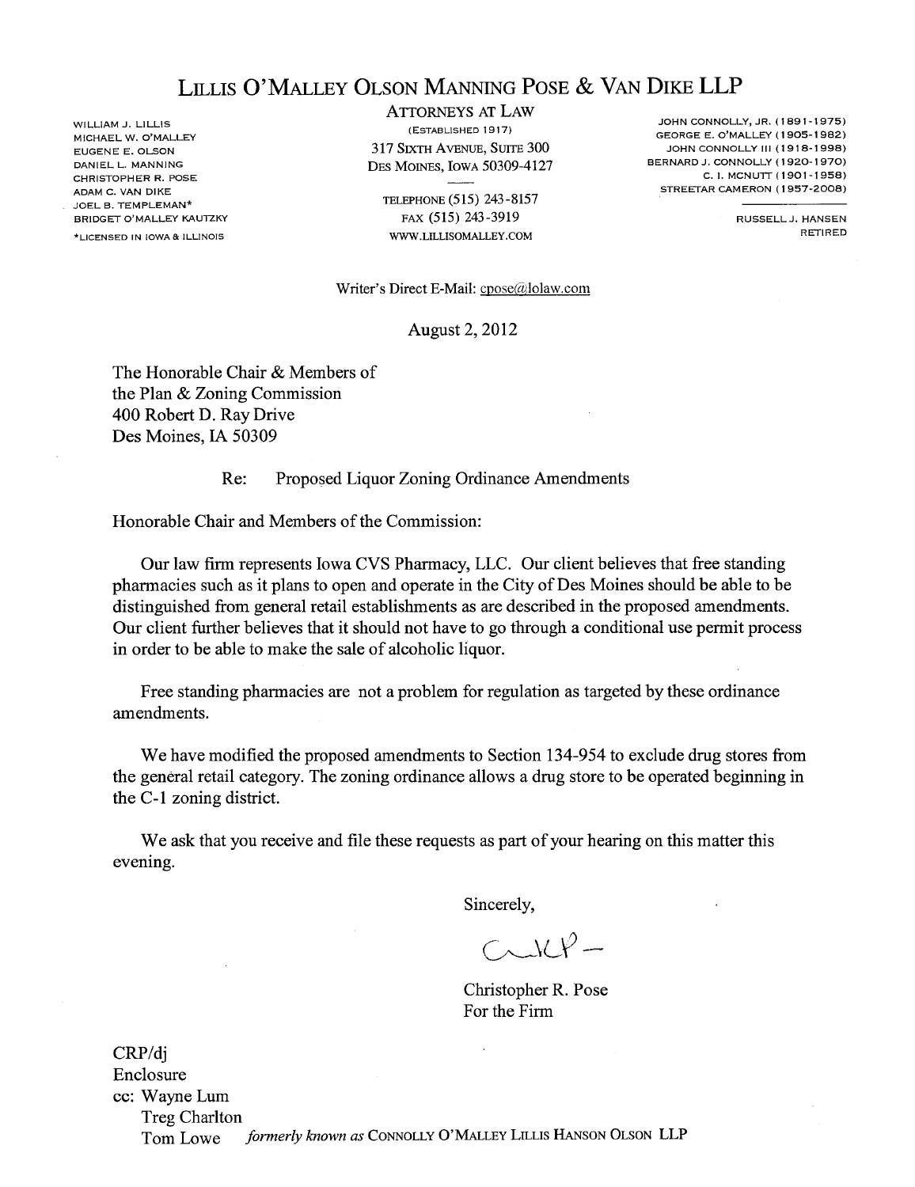# LILLIS O'MALLEY OLSON MANNING POSE & VAN DIKE LLP

WILLIAM J. LILLIS
MICHAEL W. O'MALLEY
EUGENE E. OLSON
DANIEL L. MANNING
CHRISTOPHER R. POSE
ADAM C. VAN DIKE
JOEL B. TEMPLEMAN*
BRIDGET O'MALLEY KAUTZKY

*LICENSED IN IOWA & ILLINOIS

ATTORNEYS AT LAW
(ESTABLISHED 1917)
317 SIXTH AVENUE, SUITE 300
DES MOINES, IOWA 50309-4127

TELEPHONE (515) 243-8157
FAX (515) 243-3919
WWW.LILLISOMALLEY.COM

JOHN CONNOLLY, JR. (1891-1975)
GEORGE E. O'MALLEY (1905-1982)
JOHN CONNOLLY III (1918-1998)
BERNARD J. CONNOLLY (1920-1970)
C. I. MCNUTT (1901-1958)
STREETAR CAMERON (1957-2008)

RUSSELL J. HANSEN
RETIRED

Writer's Direct E-Mail: cpose@lolaw.com

August 2, 2012

The Honorable Chair & Members of
the Plan & Zoning Commission
400 Robert D. Ray Drive
Des Moines, IA 50309

Re: Proposed Liquor Zoning Ordinance Amendments

Honorable Chair and Members of the Commission:

Our law firm represents Iowa CVS Pharmacy, LLC. Our client believes that free standing pharmacies such as it plans to open and operate in the City of Des Moines should be able to be distinguished from general retail establishments as are described in the proposed amendments. Our client further believes that it should not have to go through a conditional use permit process in order to be able to make the sale of alcoholic liquor.

Free standing pharmacies are not a problem for regulation as targeted by these ordinance amendments.

We have modified the proposed amendments to Section 134-954 to exclude drug stores from the general retail category. The zoning ordinance allows a drug store to be operated beginning in the C-1 zoning district.

We ask that you receive and file these requests as part of your hearing on this matter this evening.

Sincerely,

Christopher R. Pose
For the Firm

CRP/dj
Enclosure
cc: Wayne Lum
Treg Charlton
Tom Lowe

*formerly known as* CONNOLLY O'MALLEY LILLIS HANSON OLSON LLP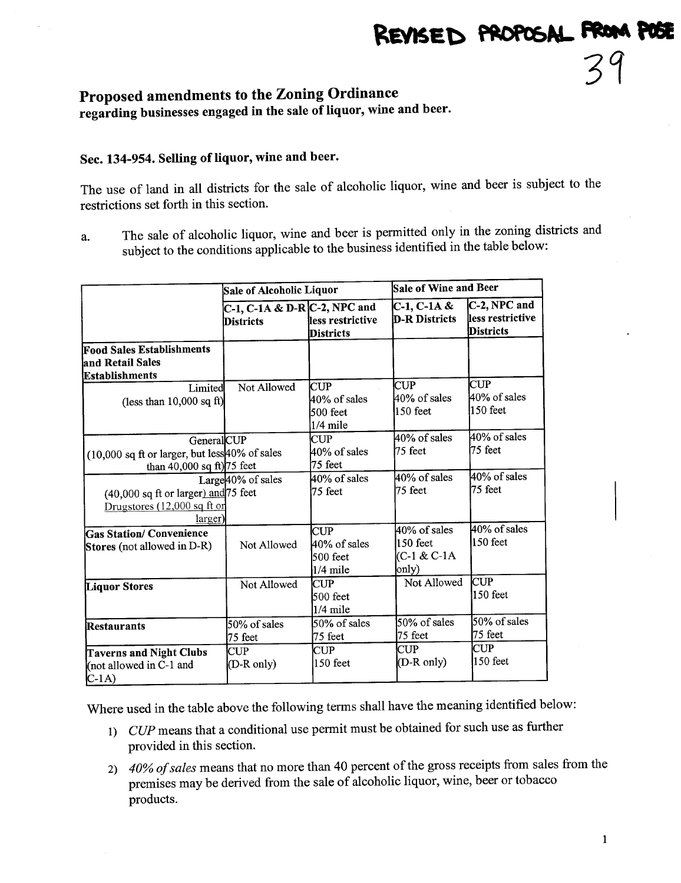REVISED PROPOSAL FROM POSE

39

## Proposed amendments to the Zoning Ordinance
**regarding businesses engaged in the sale of liquor, wine and beer.**

### Sec. 134-954. Selling of liquor, wine and beer.

The use of land in all districts for the sale of alcoholic liquor, wine and beer is subject to the restrictions set forth in this section.

a. The sale of alcoholic liquor, wine and beer is permitted only in the zoning districts and subject to the conditions applicable to the business identified in the table below:

| | Sale of Alcoholic Liquor | | Sale of Wine and Beer | |
|---|---|---|---|---|
| | C-1, C-1A & D-R Districts | C-2, NPC and less restrictive Districts | C-1, C-1A & D-R Districts | C-2, NPC and less restrictive Districts |
| **Food Sales Establishments and Retail Sales Establishments** | | | | |
| Limited (less than 10,000 sq ft) | Not Allowed | CUP<br>40% of sales<br>500 feet<br>1/4 mile | CUP<br>40% of sales<br>150 feet | CUP<br>40% of sales<br>150 feet |
| General (10,000 sq ft or larger, but less than 40,000 sq ft) | CUP<br>40% of sales<br>75 feet | CUP<br>40% of sales<br>75 feet | 40% of sales<br>75 feet | 40% of sales<br>75 feet |
| Large (40,000 sq ft or larger) and Drugstores (12,000 sq ft or larger) | 40% of sales<br>75 feet | 40% of sales<br>75 feet | 40% of sales<br>75 feet | 40% of sales<br>75 feet |
| **Gas Station/ Convenience Stores** (not allowed in D-R) | Not Allowed | CUP<br>40% of sales<br>500 feet<br>1/4 mile | 40% of sales<br>150 feet<br>(C-1 & C-1A only) | 40% of sales<br>150 feet |
| **Liquor Stores** | Not Allowed | CUP<br>500 feet<br>1/4 mile | Not Allowed | CUP<br>150 feet |
| **Restaurants** | 50% of sales<br>75 feet | 50% of sales<br>75 feet | 50% of sales<br>75 feet | 50% of sales<br>75 feet |
| **Taverns and Night Clubs** (not allowed in C-1 and C-1A) | CUP<br>(D-R only) | CUP<br>150 feet | CUP<br>(D-R only) | CUP<br>150 feet |

Where used in the table above the following terms shall have the meaning identified below:

1) *CUP* means that a conditional use permit must be obtained for such use as further provided in this section.
2) *40% of sales* means that no more than 40 percent of the gross receipts from sales from the premises may be derived from the sale of alcoholic liquor, wine, beer or tobacco products.